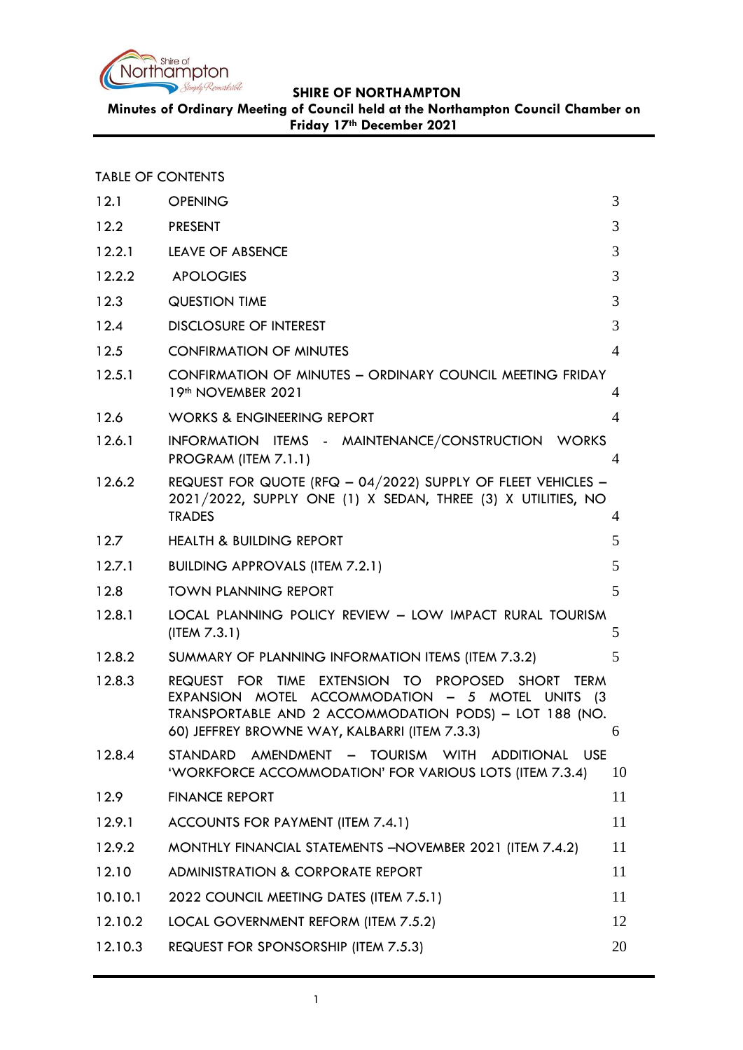**SHIRE OF NORTHAMPTON**

**Minutes of Ordinary Meeting of Council held at the Northampton Council Chamber on Friday 17th December 2021**

TABLE OF CONTENTS

| | | |
|---|---|---|
| 12.1 | OPENING | 3 |
| 12.2 | PRESENT | 3 |
| 12.2.1 | LEAVE OF ABSENCE | 3 |
| 12.2.2 | APOLOGIES | 3 |
| 12.3 | QUESTION TIME | 3 |
| 12.4 | DISCLOSURE OF INTEREST | 3 |
| 12.5 | CONFIRMATION OF MINUTES | 4 |
| 12.5.1 | CONFIRMATION OF MINUTES – ORDINARY COUNCIL MEETING FRIDAY 19th NOVEMBER 2021 | 4 |
| 12.6 | WORKS & ENGINEERING REPORT | 4 |
| 12.6.1 | INFORMATION ITEMS - MAINTENANCE/CONSTRUCTION WORKS PROGRAM (ITEM 7.1.1) | 4 |
| 12.6.2 | REQUEST FOR QUOTE (RFQ – 04/2022) SUPPLY OF FLEET VEHICLES – 2021/2022, SUPPLY ONE (1) X SEDAN, THREE (3) X UTILITIES, NO TRADES | 4 |
| 12.7 | HEALTH & BUILDING REPORT | 5 |
| 12.7.1 | BUILDING APPROVALS (ITEM 7.2.1) | 5 |
| 12.8 | TOWN PLANNING REPORT | 5 |
| 12.8.1 | LOCAL PLANNING POLICY REVIEW – LOW IMPACT RURAL TOURISM (ITEM 7.3.1) | 5 |
| 12.8.2 | SUMMARY OF PLANNING INFORMATION ITEMS (ITEM 7.3.2) | 5 |
| 12.8.3 | REQUEST FOR TIME EXTENSION TO PROPOSED SHORT TERM EXPANSION MOTEL ACCOMMODATION – 5 MOTEL UNITS (3 TRANSPORTABLE AND 2 ACCOMMODATION PODS) – LOT 188 (NO. 60) JEFFREY BROWNE WAY, KALBARRI (ITEM 7.3.3) | 6 |
| 12.8.4 | STANDARD AMENDMENT – TOURISM WITH ADDITIONAL USE 'WORKFORCE ACCOMMODATION' FOR VARIOUS LOTS (ITEM 7.3.4) | 10 |
| 12.9 | FINANCE REPORT | 11 |
| 12.9.1 | ACCOUNTS FOR PAYMENT (ITEM 7.4.1) | 11 |
| 12.9.2 | MONTHLY FINANCIAL STATEMENTS –NOVEMBER 2021 (ITEM 7.4.2) | 11 |
| 12.10 | ADMINISTRATION & CORPORATE REPORT | 11 |
| 10.10.1 | 2022 COUNCIL MEETING DATES (ITEM 7.5.1) | 11 |
| 12.10.2 | LOCAL GOVERNMENT REFORM (ITEM 7.5.2) | 12 |
| 12.10.3 | REQUEST FOR SPONSORSHIP (ITEM 7.5.3) | 20 |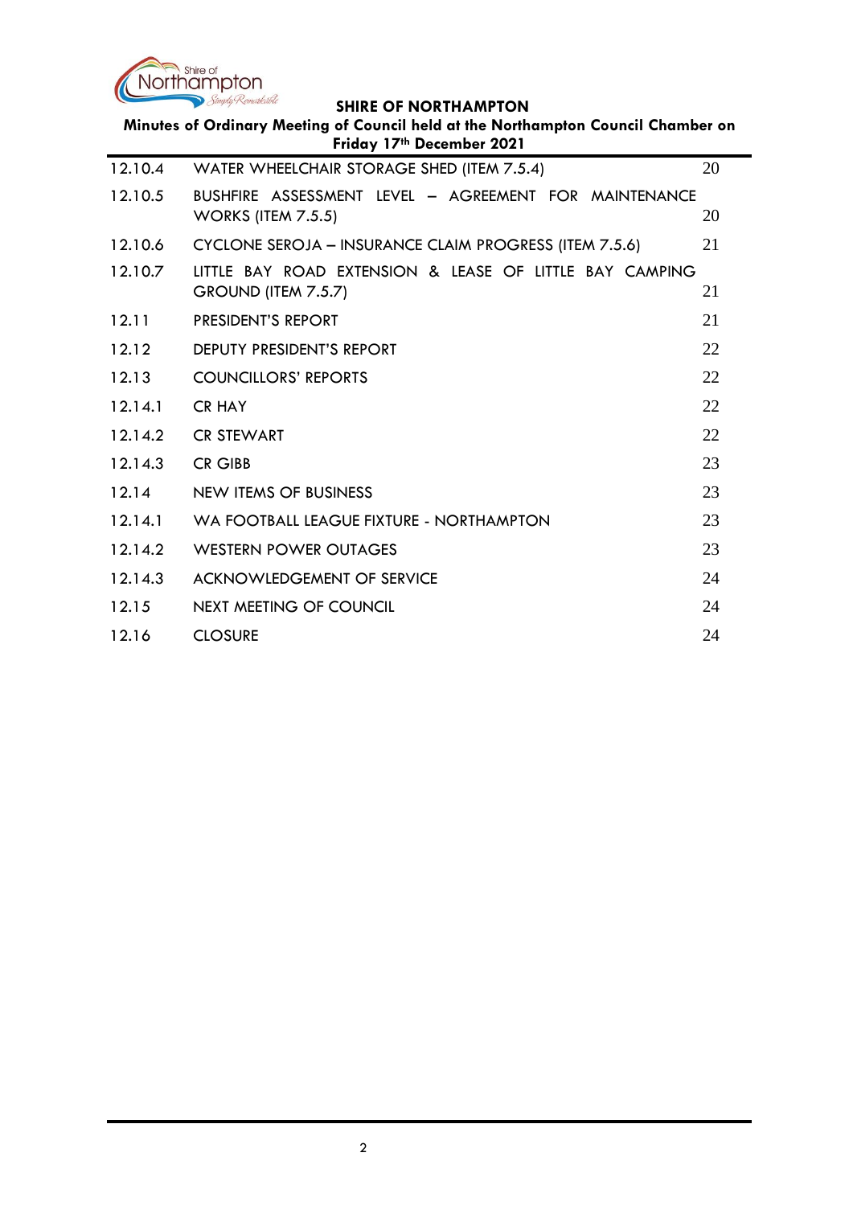| | | |
|---|---|---|
| 12.10.4 | WATER WHEELCHAIR STORAGE SHED (ITEM 7.5.4) | 20 |
| 12.10.5 | BUSHFIRE ASSESSMENT LEVEL – AGREEMENT FOR MAINTENANCE WORKS (ITEM 7.5.5) | 20 |
| 12.10.6 | CYCLONE SEROJA – INSURANCE CLAIM PROGRESS (ITEM 7.5.6) | 21 |
| 12.10.7 | LITTLE BAY ROAD EXTENSION & LEASE OF LITTLE BAY CAMPING GROUND (ITEM 7.5.7) | 21 |
| 12.11 | PRESIDENT'S REPORT | 21 |
| 12.12 | DEPUTY PRESIDENT'S REPORT | 22 |
| 12.13 | COUNCILLORS' REPORTS | 22 |
| 12.14.1 | CR HAY | 22 |
| 12.14.2 | CR STEWART | 22 |
| 12.14.3 | CR GIBB | 23 |
| 12.14 | NEW ITEMS OF BUSINESS | 23 |
| 12.14.1 | WA FOOTBALL LEAGUE FIXTURE - NORTHAMPTON | 23 |
| 12.14.2 | WESTERN POWER OUTAGES | 23 |
| 12.14.3 | ACKNOWLEDGEMENT OF SERVICE | 24 |
| 12.15 | NEXT MEETING OF COUNCIL | 24 |
| 12.16 | CLOSURE | 24 |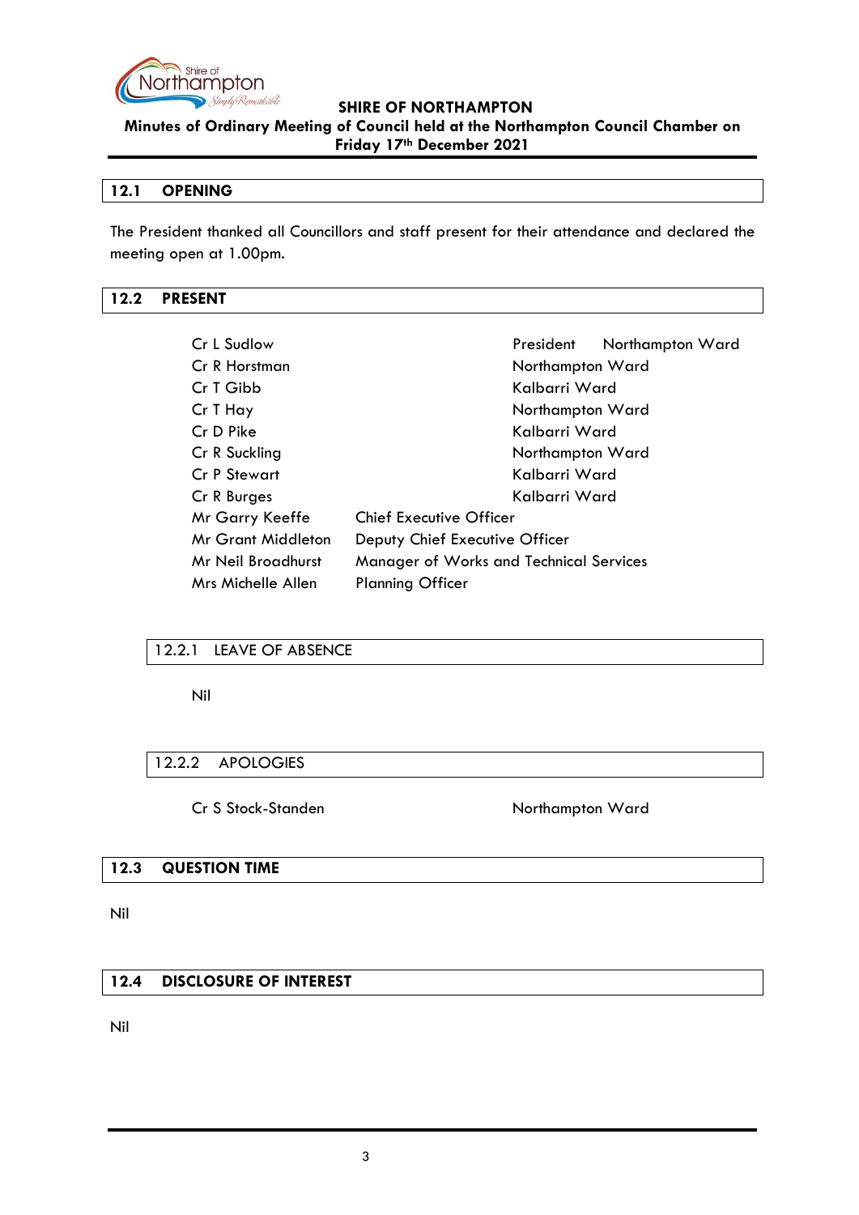## 12.1 OPENING

The President thanked all Councillors and staff present for their attendance and declared the meeting open at 1.00pm.

## 12.2 PRESENT

| | | |
|---|---|---|
| Cr L Sudlow | | President Northampton Ward |
| Cr R Horstman | | Northampton Ward |
| Cr T Gibb | | Kalbarri Ward |
| Cr T Hay | | Northampton Ward |
| Cr D Pike | | Kalbarri Ward |
| Cr R Suckling | | Northampton Ward |
| Cr P Stewart | | Kalbarri Ward |
| Cr R Burges | | Kalbarri Ward |
| Mr Garry Keeffe | Chief Executive Officer | |
| Mr Grant Middleton | Deputy Chief Executive Officer | |
| Mr Neil Broadhurst | Manager of Works and Technical Services | |
| Mrs Michelle Allen | Planning Officer | |

### 12.2.1 LEAVE OF ABSENCE

Nil

### 12.2.2 APOLOGIES

Cr S Stock-Standen — Northampton Ward

## 12.3 QUESTION TIME

Nil

## 12.4 DISCLOSURE OF INTEREST

Nil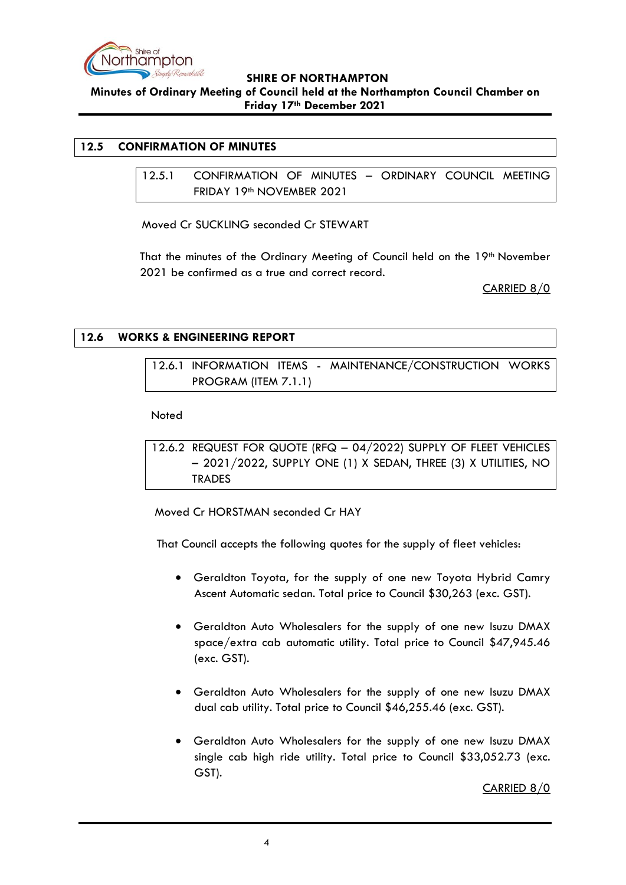## 12.5 CONFIRMATION OF MINUTES

### 12.5.1 CONFIRMATION OF MINUTES – ORDINARY COUNCIL MEETING FRIDAY 19th NOVEMBER 2021

Moved Cr SUCKLING seconded Cr STEWART

That the minutes of the Ordinary Meeting of Council held on the 19th November 2021 be confirmed as a true and correct record.

CARRIED 8/0

## 12.6 WORKS & ENGINEERING REPORT

### 12.6.1 INFORMATION ITEMS - MAINTENANCE/CONSTRUCTION WORKS PROGRAM (ITEM 7.1.1)

Noted

### 12.6.2 REQUEST FOR QUOTE (RFQ – 04/2022) SUPPLY OF FLEET VEHICLES – 2021/2022, SUPPLY ONE (1) X SEDAN, THREE (3) X UTILITIES, NO TRADES

Moved Cr HORSTMAN seconded Cr HAY

That Council accepts the following quotes for the supply of fleet vehicles:

- Geraldton Toyota, for the supply of one new Toyota Hybrid Camry Ascent Automatic sedan. Total price to Council $30,263 (exc. GST).
- Geraldton Auto Wholesalers for the supply of one new Isuzu DMAX space/extra cab automatic utility. Total price to Council $47,945.46 (exc. GST).
- Geraldton Auto Wholesalers for the supply of one new Isuzu DMAX dual cab utility. Total price to Council $46,255.46 (exc. GST).
- Geraldton Auto Wholesalers for the supply of one new Isuzu DMAX single cab high ride utility. Total price to Council $33,052.73 (exc. GST).

CARRIED 8/0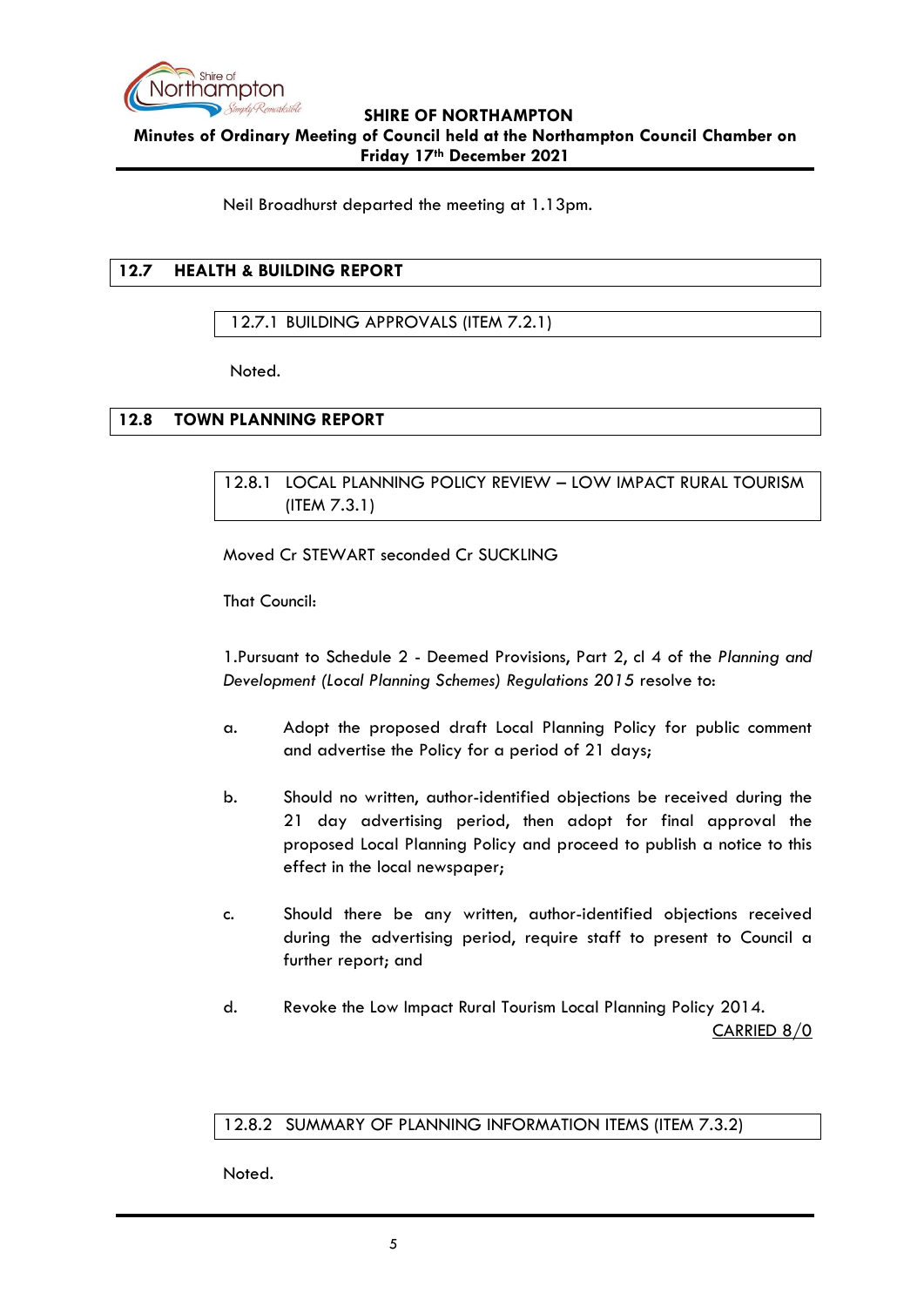Neil Broadhurst departed the meeting at 1.13pm.

## 12.7 HEALTH & BUILDING REPORT

### 12.7.1 BUILDING APPROVALS (ITEM 7.2.1)

Noted.

## 12.8 TOWN PLANNING REPORT

### 12.8.1 LOCAL PLANNING POLICY REVIEW – LOW IMPACT RURAL TOURISM (ITEM 7.3.1)

Moved Cr STEWART seconded Cr SUCKLING

That Council:

1.Pursuant to Schedule 2 - Deemed Provisions, Part 2, cl 4 of the *Planning and Development (Local Planning Schemes) Regulations 2015* resolve to:

a. Adopt the proposed draft Local Planning Policy for public comment and advertise the Policy for a period of 21 days;

b. Should no written, author-identified objections be received during the 21 day advertising period, then adopt for final approval the proposed Local Planning Policy and proceed to publish a notice to this effect in the local newspaper;

c. Should there be any written, author-identified objections received during the advertising period, require staff to present to Council a further report; and

d. Revoke the Low Impact Rural Tourism Local Planning Policy 2014.

CARRIED 8/0

### 12.8.2 SUMMARY OF PLANNING INFORMATION ITEMS (ITEM 7.3.2)

Noted.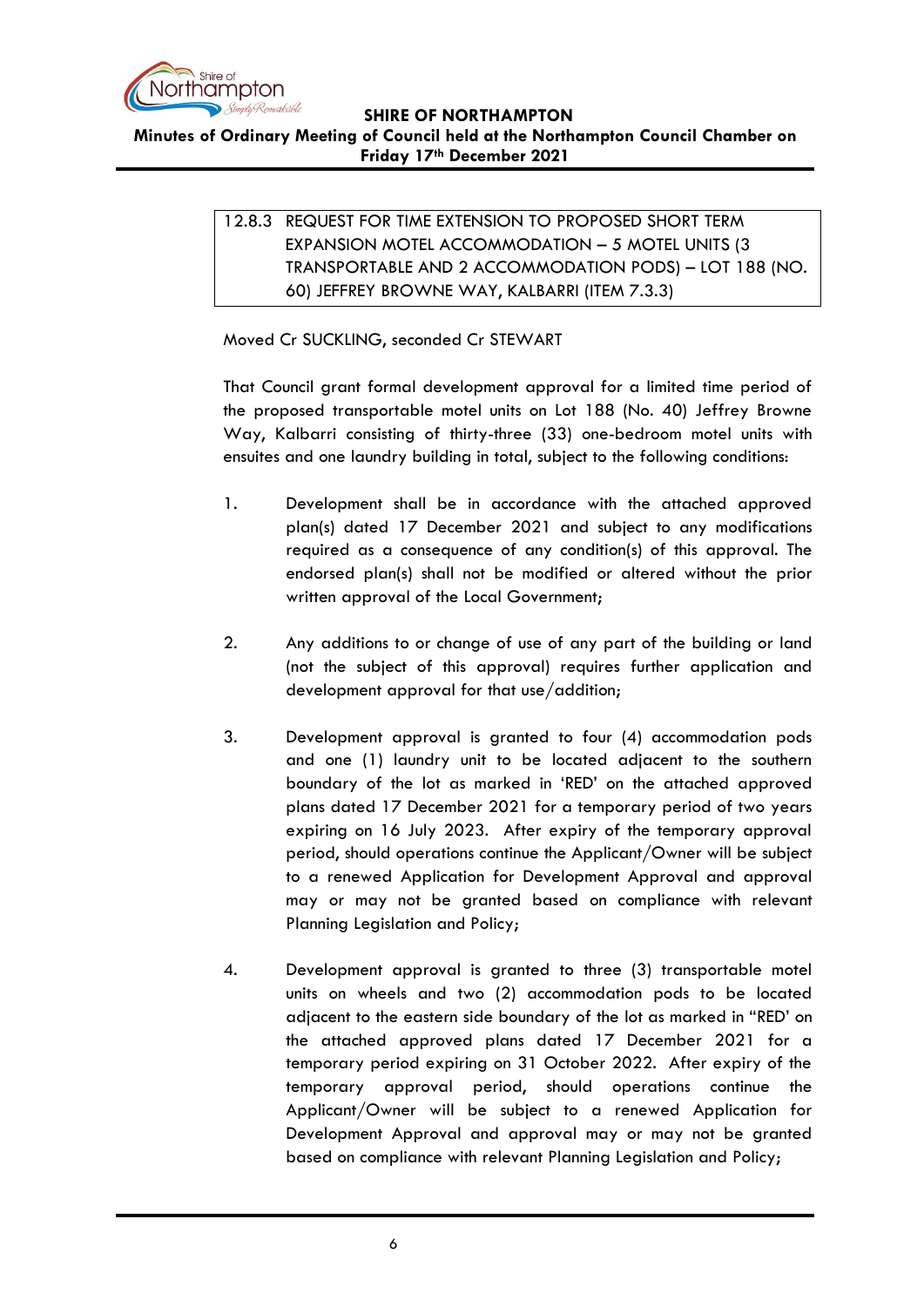12.8.3 REQUEST FOR TIME EXTENSION TO PROPOSED SHORT TERM EXPANSION MOTEL ACCOMMODATION – 5 MOTEL UNITS (3 TRANSPORTABLE AND 2 ACCOMMODATION PODS) – LOT 188 (NO. 60) JEFFREY BROWNE WAY, KALBARRI (ITEM 7.3.3)

Moved Cr SUCKLING, seconded Cr STEWART

That Council grant formal development approval for a limited time period of the proposed transportable motel units on Lot 188 (No. 40) Jeffrey Browne Way, Kalbarri consisting of thirty-three (33) one-bedroom motel units with ensuites and one laundry building in total, subject to the following conditions:

1. Development shall be in accordance with the attached approved plan(s) dated 17 December 2021 and subject to any modifications required as a consequence of any condition(s) of this approval. The endorsed plan(s) shall not be modified or altered without the prior written approval of the Local Government;

2. Any additions to or change of use of any part of the building or land (not the subject of this approval) requires further application and development approval for that use/addition;

3. Development approval is granted to four (4) accommodation pods and one (1) laundry unit to be located adjacent to the southern boundary of the lot as marked in 'RED' on the attached approved plans dated 17 December 2021 for a temporary period of two years expiring on 16 July 2023. After expiry of the temporary approval period, should operations continue the Applicant/Owner will be subject to a renewed Application for Development Approval and approval may or may not be granted based on compliance with relevant Planning Legislation and Policy;

4. Development approval is granted to three (3) transportable motel units on wheels and two (2) accommodation pods to be located adjacent to the eastern side boundary of the lot as marked in "RED' on the attached approved plans dated 17 December 2021 for a temporary period expiring on 31 October 2022. After expiry of the temporary approval period, should operations continue the Applicant/Owner will be subject to a renewed Application for Development Approval and approval may or may not be granted based on compliance with relevant Planning Legislation and Policy;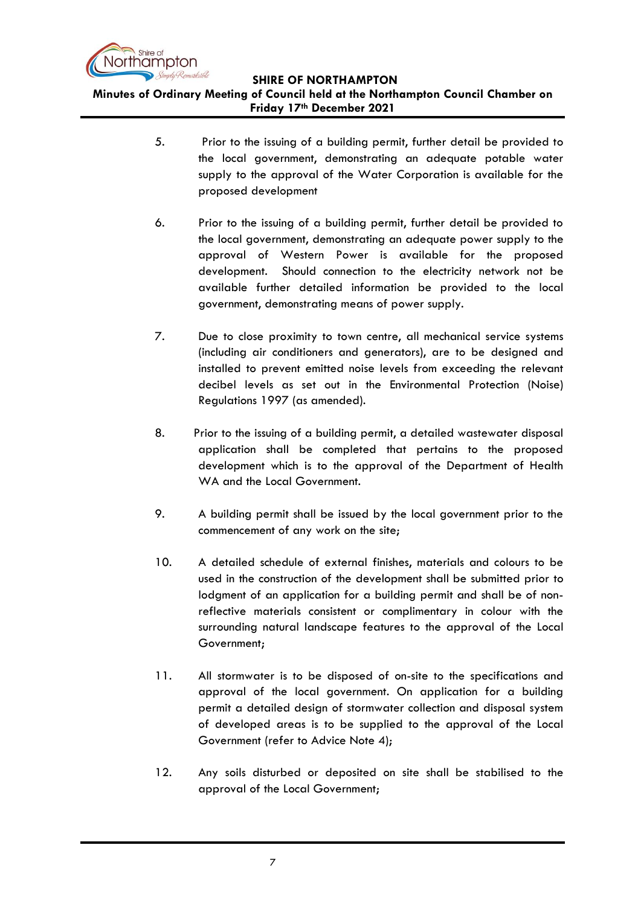5. Prior to the issuing of a building permit, further detail be provided to the local government, demonstrating an adequate potable water supply to the approval of the Water Corporation is available for the proposed development

6. Prior to the issuing of a building permit, further detail be provided to the local government, demonstrating an adequate power supply to the approval of Western Power is available for the proposed development. Should connection to the electricity network not be available further detailed information be provided to the local government, demonstrating means of power supply.

7. Due to close proximity to town centre, all mechanical service systems (including air conditioners and generators), are to be designed and installed to prevent emitted noise levels from exceeding the relevant decibel levels as set out in the Environmental Protection (Noise) Regulations 1997 (as amended).

8. Prior to the issuing of a building permit, a detailed wastewater disposal application shall be completed that pertains to the proposed development which is to the approval of the Department of Health WA and the Local Government.

9. A building permit shall be issued by the local government prior to the commencement of any work on the site;

10. A detailed schedule of external finishes, materials and colours to be used in the construction of the development shall be submitted prior to lodgment of an application for a building permit and shall be of non-reflective materials consistent or complimentary in colour with the surrounding natural landscape features to the approval of the Local Government;

11. All stormwater is to be disposed of on-site to the specifications and approval of the local government. On application for a building permit a detailed design of stormwater collection and disposal system of developed areas is to be supplied to the approval of the Local Government (refer to Advice Note 4);

12. Any soils disturbed or deposited on site shall be stabilised to the approval of the Local Government;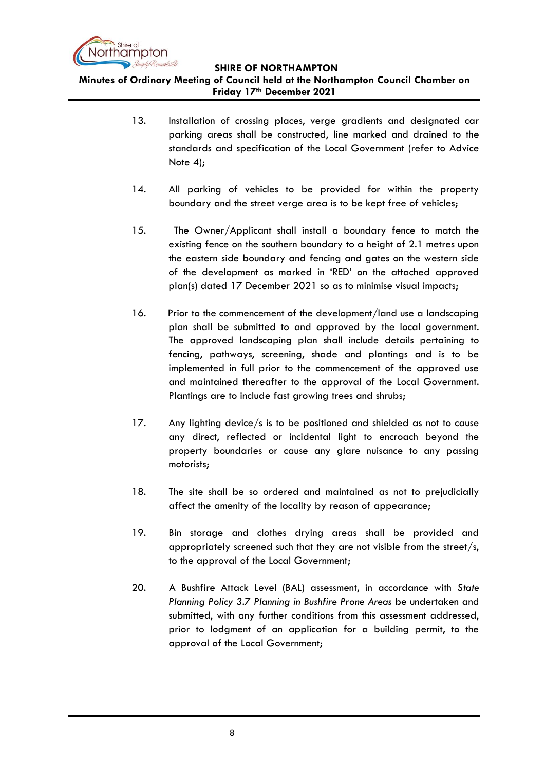13. Installation of crossing places, verge gradients and designated car parking areas shall be constructed, line marked and drained to the standards and specification of the Local Government (refer to Advice Note 4);

14. All parking of vehicles to be provided for within the property boundary and the street verge area is to be kept free of vehicles;

15. The Owner/Applicant shall install a boundary fence to match the existing fence on the southern boundary to a height of 2.1 metres upon the eastern side boundary and fencing and gates on the western side of the development as marked in 'RED' on the attached approved plan(s) dated 17 December 2021 so as to minimise visual impacts;

16. Prior to the commencement of the development/land use a landscaping plan shall be submitted to and approved by the local government. The approved landscaping plan shall include details pertaining to fencing, pathways, screening, shade and plantings and is to be implemented in full prior to the commencement of the approved use and maintained thereafter to the approval of the Local Government. Plantings are to include fast growing trees and shrubs;

17. Any lighting device/s is to be positioned and shielded as not to cause any direct, reflected or incidental light to encroach beyond the property boundaries or cause any glare nuisance to any passing motorists;

18. The site shall be so ordered and maintained as not to prejudicially affect the amenity of the locality by reason of appearance;

19. Bin storage and clothes drying areas shall be provided and appropriately screened such that they are not visible from the street/s, to the approval of the Local Government;

20. A Bushfire Attack Level (BAL) assessment, in accordance with *State Planning Policy 3.7 Planning in Bushfire Prone Areas* be undertaken and submitted, with any further conditions from this assessment addressed, prior to lodgment of an application for a building permit, to the approval of the Local Government;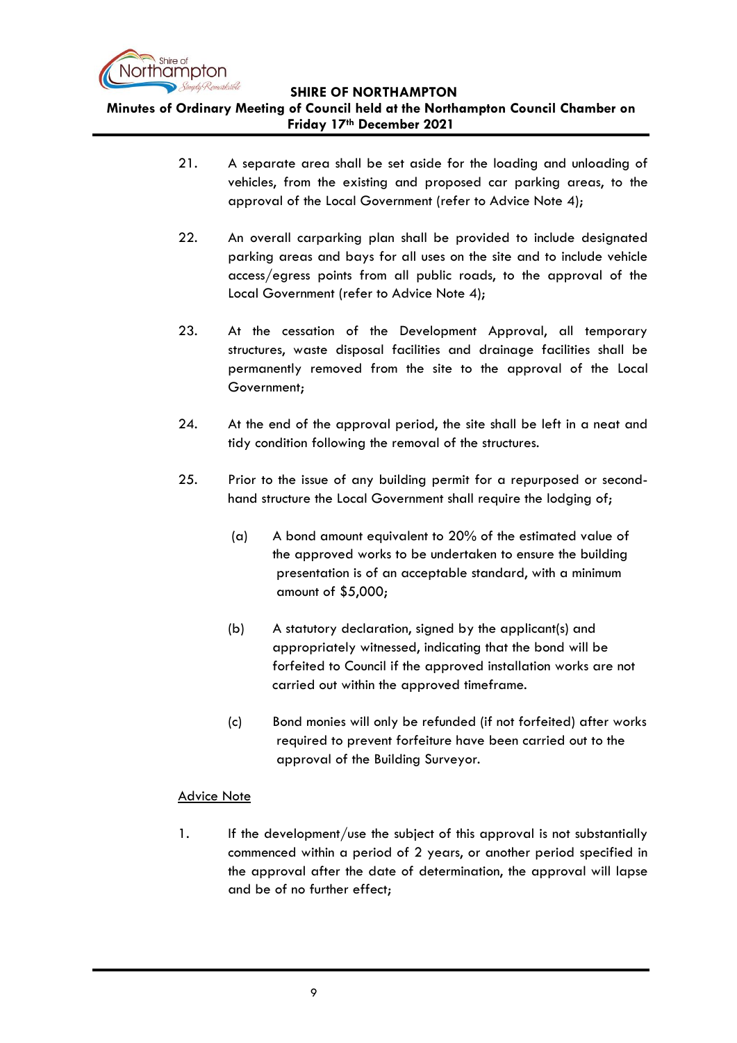21. A separate area shall be set aside for the loading and unloading of vehicles, from the existing and proposed car parking areas, to the approval of the Local Government (refer to Advice Note 4);

22. An overall carparking plan shall be provided to include designated parking areas and bays for all uses on the site and to include vehicle access/egress points from all public roads, to the approval of the Local Government (refer to Advice Note 4);

23. At the cessation of the Development Approval, all temporary structures, waste disposal facilities and drainage facilities shall be permanently removed from the site to the approval of the Local Government;

24. At the end of the approval period, the site shall be left in a neat and tidy condition following the removal of the structures.

25. Prior to the issue of any building permit for a repurposed or second-hand structure the Local Government shall require the lodging of;

    (a) A bond amount equivalent to 20% of the estimated value of the approved works to be undertaken to ensure the building presentation is of an acceptable standard, with a minimum amount of $5,000;

    (b) A statutory declaration, signed by the applicant(s) and appropriately witnessed, indicating that the bond will be forfeited to Council if the approved installation works are not carried out within the approved timeframe.

    (c) Bond monies will only be refunded (if not forfeited) after works required to prevent forfeiture have been carried out to the approval of the Building Surveyor.

<u>Advice Note</u>

1. If the development/use the subject of this approval is not substantially commenced within a period of 2 years, or another period specified in the approval after the date of determination, the approval will lapse and be of no further effect;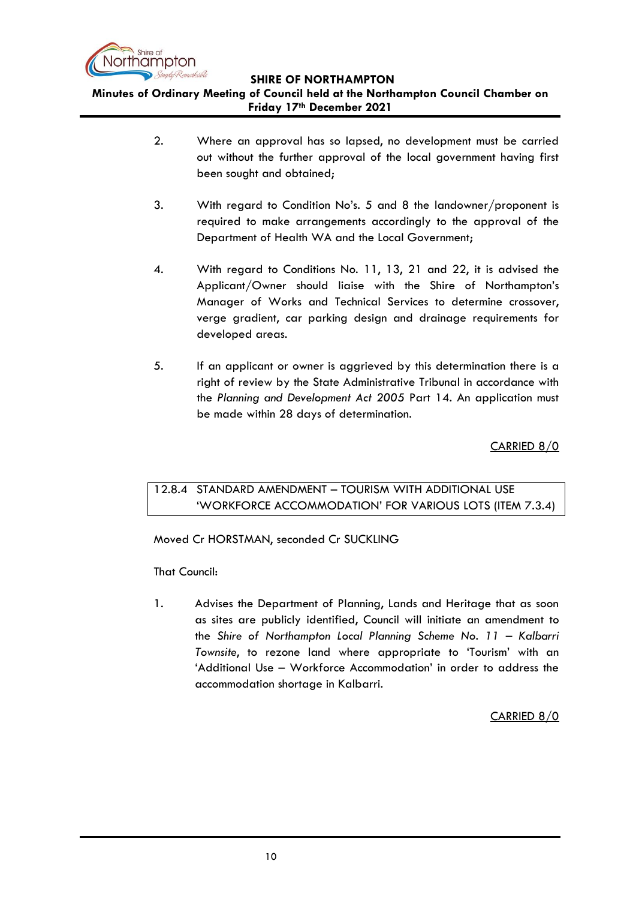2. Where an approval has so lapsed, no development must be carried out without the further approval of the local government having first been sought and obtained;

3. With regard to Condition No's. 5 and 8 the landowner/proponent is required to make arrangements accordingly to the approval of the Department of Health WA and the Local Government;

4. With regard to Conditions No. 11, 13, 21 and 22, it is advised the Applicant/Owner should liaise with the Shire of Northampton's Manager of Works and Technical Services to determine crossover, verge gradient, car parking design and drainage requirements for developed areas.

5. If an applicant or owner is aggrieved by this determination there is a right of review by the State Administrative Tribunal in accordance with the *Planning and Development Act 2005* Part 14. An application must be made within 28 days of determination.

CARRIED 8/0

### 12.8.4 STANDARD AMENDMENT – TOURISM WITH ADDITIONAL USE 'WORKFORCE ACCOMMODATION' FOR VARIOUS LOTS (ITEM 7.3.4)

Moved Cr HORSTMAN, seconded Cr SUCKLING

That Council:

1. Advises the Department of Planning, Lands and Heritage that as soon as sites are publicly identified, Council will initiate an amendment to the *Shire of Northampton Local Planning Scheme No. 11 – Kalbarri Townsite*, to rezone land where appropriate to 'Tourism' with an 'Additional Use – Workforce Accommodation' in order to address the accommodation shortage in Kalbarri.

CARRIED 8/0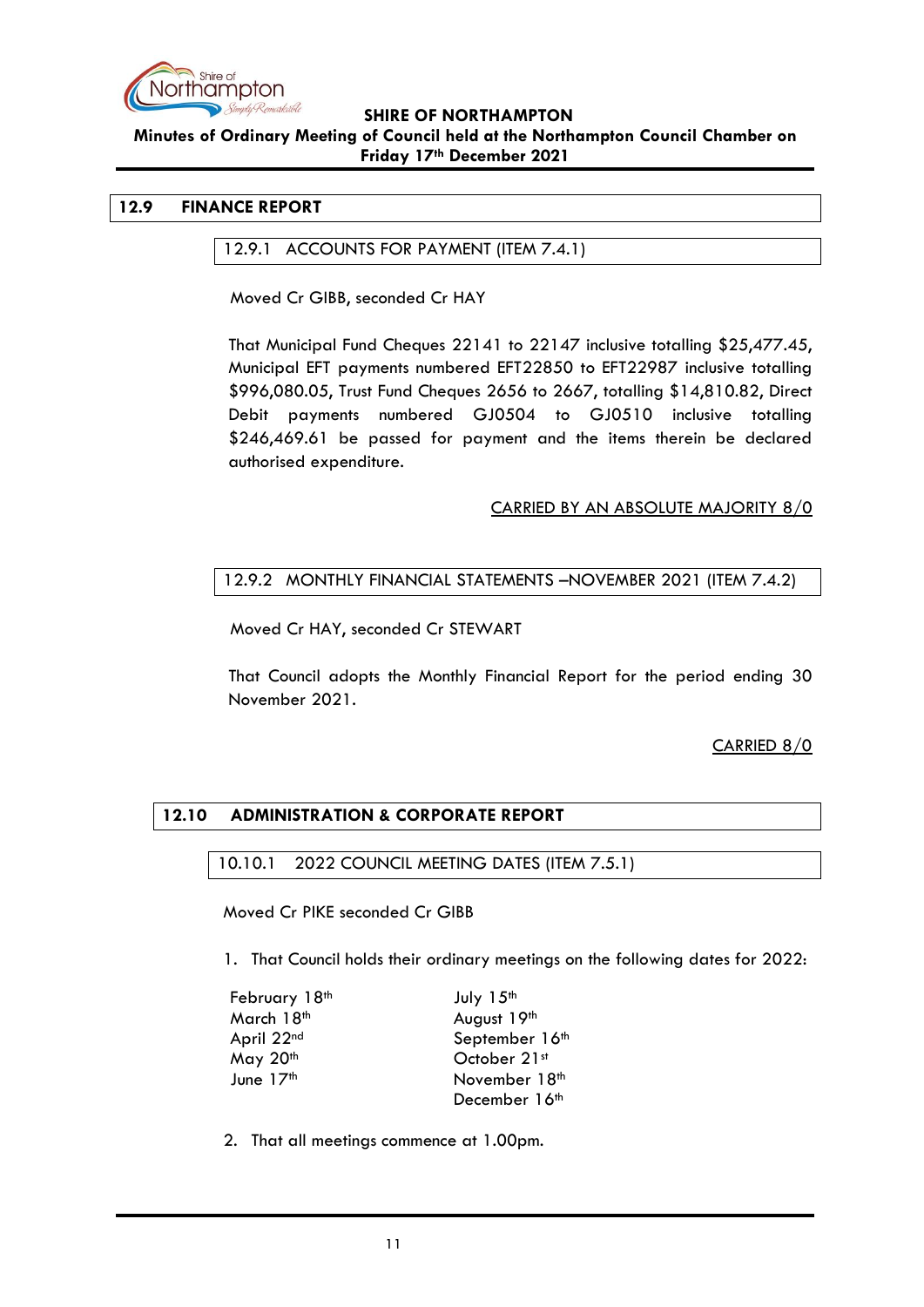## 12.9 FINANCE REPORT

### 12.9.1 ACCOUNTS FOR PAYMENT (ITEM 7.4.1)

Moved Cr GIBB, seconded Cr HAY

That Municipal Fund Cheques 22141 to 22147 inclusive totalling $25,477.45, Municipal EFT payments numbered EFT22850 to EFT22987 inclusive totalling $996,080.05, Trust Fund Cheques 2656 to 2667, totalling $14,810.82, Direct Debit payments numbered GJ0504 to GJ0510 inclusive totalling $246,469.61 be passed for payment and the items therein be declared authorised expenditure.

CARRIED BY AN ABSOLUTE MAJORITY 8/0

### 12.9.2 MONTHLY FINANCIAL STATEMENTS –NOVEMBER 2021 (ITEM 7.4.2)

Moved Cr HAY, seconded Cr STEWART

That Council adopts the Monthly Financial Report for the period ending 30 November 2021.

CARRIED 8/0

## 12.10 ADMINISTRATION & CORPORATE REPORT

### 10.10.1 2022 COUNCIL MEETING DATES (ITEM 7.5.1)

Moved Cr PIKE seconded Cr GIBB

1. That Council holds their ordinary meetings on the following dates for 2022:

| | |
|---|---|
| February 18th | July 15th |
| March 18th | August 19th |
| April 22nd | September 16th |
| May 20th | October 21st |
| June 17th | November 18th |
| | December 16th |

2. That all meetings commence at 1.00pm.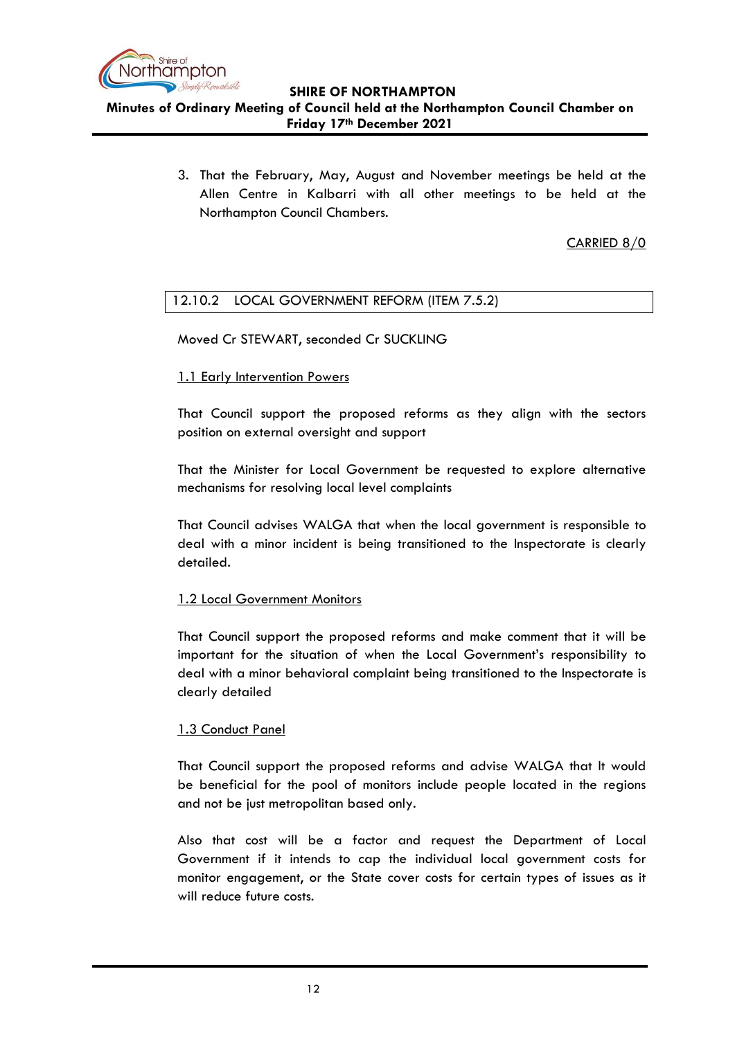3. That the February, May, August and November meetings be held at the Allen Centre in Kalbarri with all other meetings to be held at the Northampton Council Chambers.

CARRIED 8/0

## 12.10.2 LOCAL GOVERNMENT REFORM (ITEM 7.5.2)

Moved Cr STEWART, seconded Cr SUCKLING

1.1 Early Intervention Powers

That Council support the proposed reforms as they align with the sectors position on external oversight and support

That the Minister for Local Government be requested to explore alternative mechanisms for resolving local level complaints

That Council advises WALGA that when the local government is responsible to deal with a minor incident is being transitioned to the Inspectorate is clearly detailed.

1.2 Local Government Monitors

That Council support the proposed reforms and make comment that it will be important for the situation of when the Local Government's responsibility to deal with a minor behavioral complaint being transitioned to the Inspectorate is clearly detailed

1.3 Conduct Panel

That Council support the proposed reforms and advise WALGA that It would be beneficial for the pool of monitors include people located in the regions and not be just metropolitan based only.

Also that cost will be a factor and request the Department of Local Government if it intends to cap the individual local government costs for monitor engagement, or the State cover costs for certain types of issues as it will reduce future costs.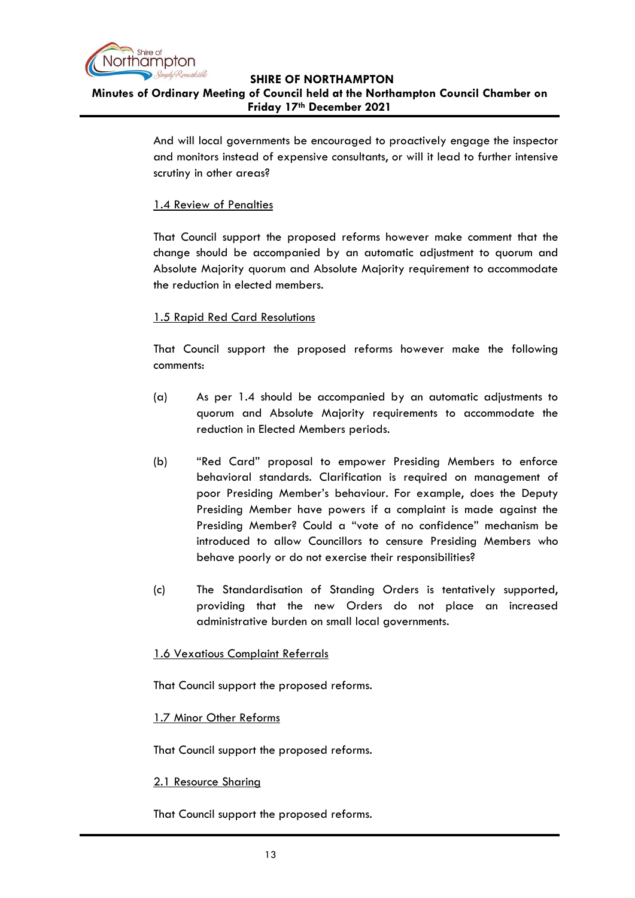And will local governments be encouraged to proactively engage the inspector and monitors instead of expensive consultants, or will it lead to further intensive scrutiny in other areas?

1.4 Review of Penalties

That Council support the proposed reforms however make comment that the change should be accompanied by an automatic adjustment to quorum and Absolute Majority quorum and Absolute Majority requirement to accommodate the reduction in elected members.

1.5 Rapid Red Card Resolutions

That Council support the proposed reforms however make the following comments:

(a) As per 1.4 should be accompanied by an automatic adjustments to quorum and Absolute Majority requirements to accommodate the reduction in Elected Members periods.

(b) "Red Card" proposal to empower Presiding Members to enforce behavioral standards. Clarification is required on management of poor Presiding Member's behaviour. For example, does the Deputy Presiding Member have powers if a complaint is made against the Presiding Member? Could a "vote of no confidence" mechanism be introduced to allow Councillors to censure Presiding Members who behave poorly or do not exercise their responsibilities?

(c) The Standardisation of Standing Orders is tentatively supported, providing that the new Orders do not place an increased administrative burden on small local governments.

1.6 Vexatious Complaint Referrals

That Council support the proposed reforms.

1.7 Minor Other Reforms

That Council support the proposed reforms.

2.1 Resource Sharing

That Council support the proposed reforms.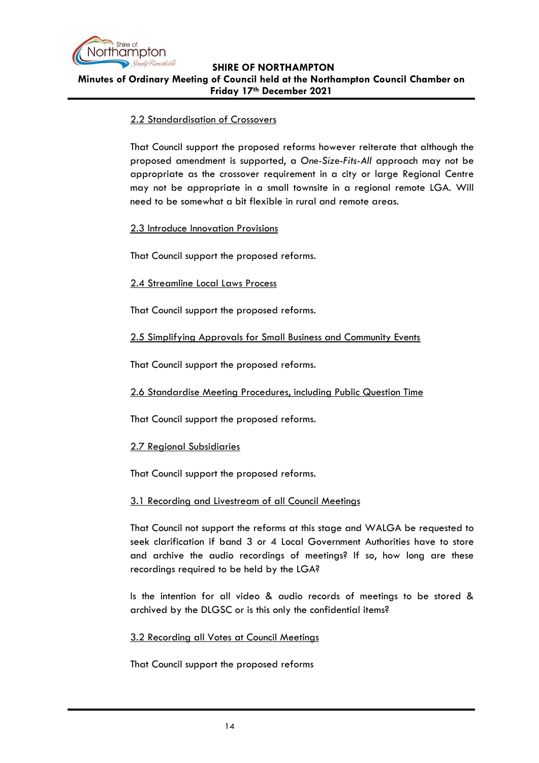2.2 Standardisation of Crossovers

That Council support the proposed reforms however reiterate that although the proposed amendment is supported, a *One-Size-Fits-All* approach may not be appropriate as the crossover requirement in a city or large Regional Centre may not be appropriate in a small townsite in a regional remote LGA. Will need to be somewhat a bit flexible in rural and remote areas.

2.3 Introduce Innovation Provisions

That Council support the proposed reforms.

2.4 Streamline Local Laws Process

That Council support the proposed reforms.

2.5 Simplifying Approvals for Small Business and Community Events

That Council support the proposed reforms.

2.6 Standardise Meeting Procedures, including Public Question Time

That Council support the proposed reforms.

2.7 Regional Subsidiaries

That Council support the proposed reforms.

3.1 Recording and Livestream of all Council Meetings

That Council not support the reforms at this stage and WALGA be requested to seek clarification if band 3 or 4 Local Government Authorities have to store and archive the audio recordings of meetings? If so, how long are these recordings required to be held by the LGA?

Is the intention for all video & audio records of meetings to be stored & archived by the DLGSC or is this only the confidential items?

3.2 Recording all Votes at Council Meetings

That Council support the proposed reforms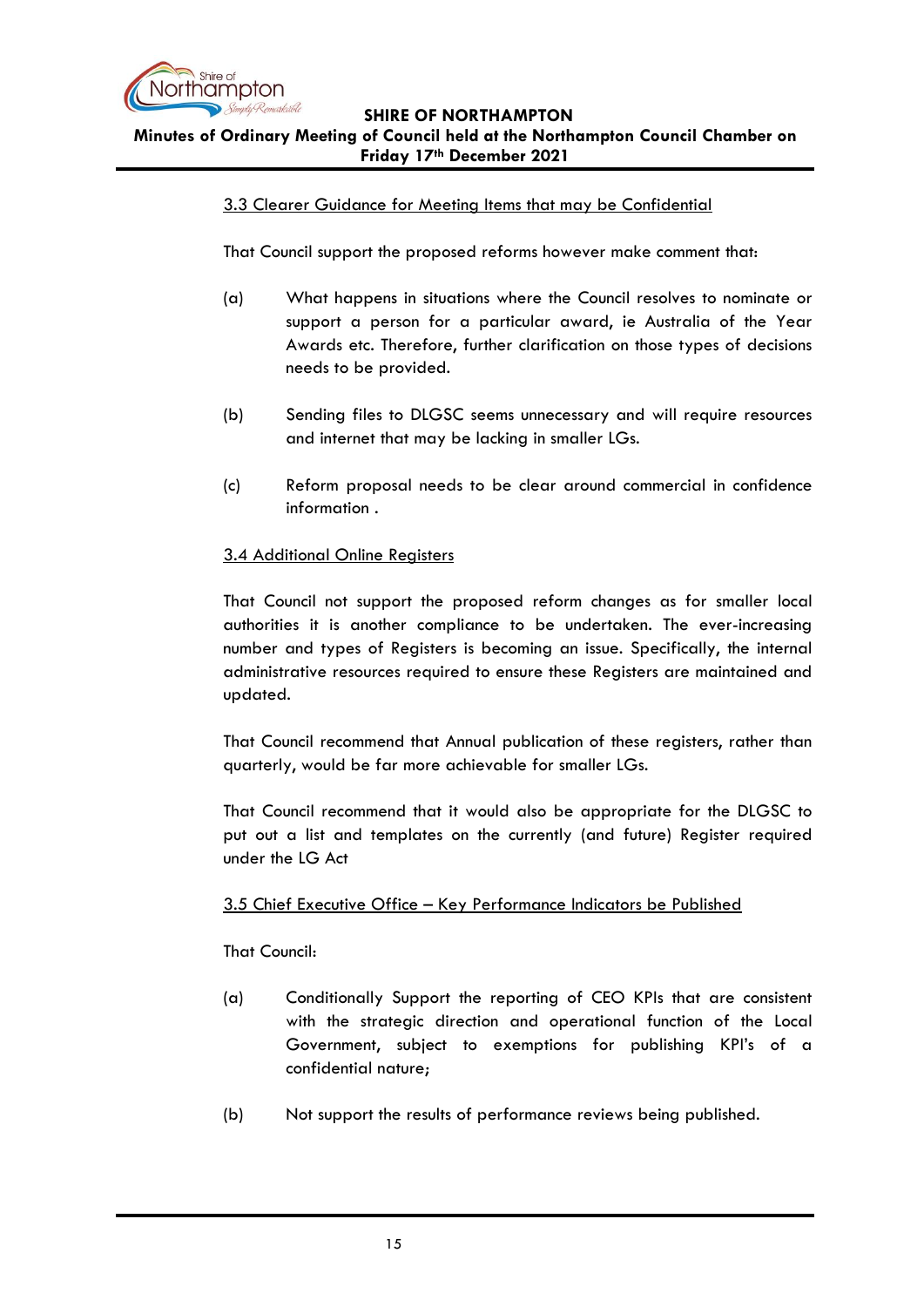3.3 Clearer Guidance for Meeting Items that may be Confidential

That Council support the proposed reforms however make comment that:

(a) What happens in situations where the Council resolves to nominate or support a person for a particular award, ie Australia of the Year Awards etc. Therefore, further clarification on those types of decisions needs to be provided.

(b) Sending files to DLGSC seems unnecessary and will require resources and internet that may be lacking in smaller LGs.

(c) Reform proposal needs to be clear around commercial in confidence information .

3.4 Additional Online Registers

That Council not support the proposed reform changes as for smaller local authorities it is another compliance to be undertaken. The ever-increasing number and types of Registers is becoming an issue. Specifically, the internal administrative resources required to ensure these Registers are maintained and updated.

That Council recommend that Annual publication of these registers, rather than quarterly, would be far more achievable for smaller LGs.

That Council recommend that it would also be appropriate for the DLGSC to put out a list and templates on the currently (and future) Register required under the LG Act

3.5 Chief Executive Office – Key Performance Indicators be Published

That Council:

(a) Conditionally Support the reporting of CEO KPIs that are consistent with the strategic direction and operational function of the Local Government, subject to exemptions for publishing KPI's of a confidential nature;

(b) Not support the results of performance reviews being published.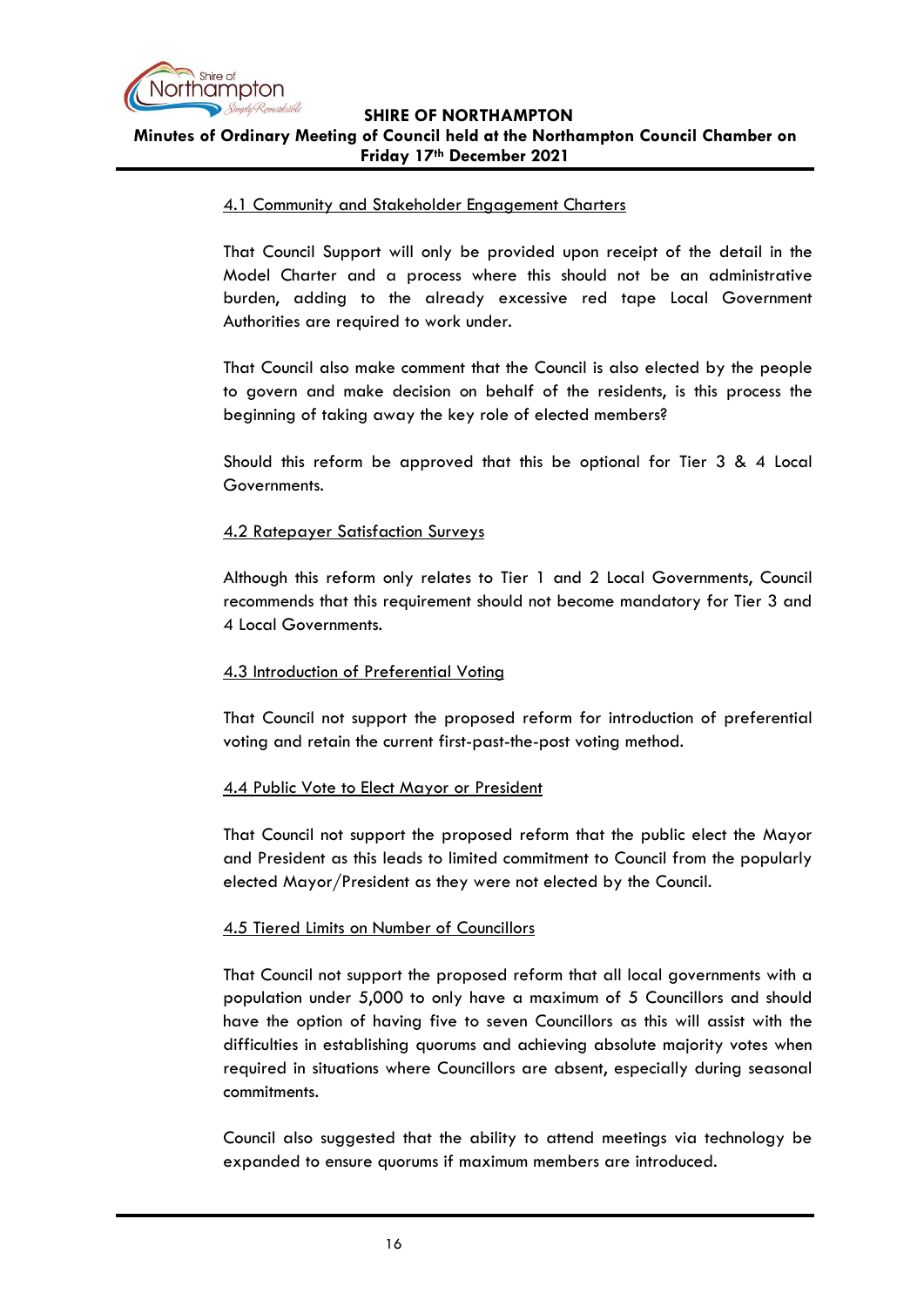4.1 Community and Stakeholder Engagement Charters

That Council Support will only be provided upon receipt of the detail in the Model Charter and a process where this should not be an administrative burden, adding to the already excessive red tape Local Government Authorities are required to work under.

That Council also make comment that the Council is also elected by the people to govern and make decision on behalf of the residents, is this process the beginning of taking away the key role of elected members?

Should this reform be approved that this be optional for Tier 3 & 4 Local Governments.

4.2 Ratepayer Satisfaction Surveys

Although this reform only relates to Tier 1 and 2 Local Governments, Council recommends that this requirement should not become mandatory for Tier 3 and 4 Local Governments.

4.3 Introduction of Preferential Voting

That Council not support the proposed reform for introduction of preferential voting and retain the current first-past-the-post voting method.

4.4 Public Vote to Elect Mayor or President

That Council not support the proposed reform that the public elect the Mayor and President as this leads to limited commitment to Council from the popularly elected Mayor/President as they were not elected by the Council.

4.5 Tiered Limits on Number of Councillors

That Council not support the proposed reform that all local governments with a population under 5,000 to only have a maximum of 5 Councillors and should have the option of having five to seven Councillors as this will assist with the difficulties in establishing quorums and achieving absolute majority votes when required in situations where Councillors are absent, especially during seasonal commitments.

Council also suggested that the ability to attend meetings via technology be expanded to ensure quorums if maximum members are introduced.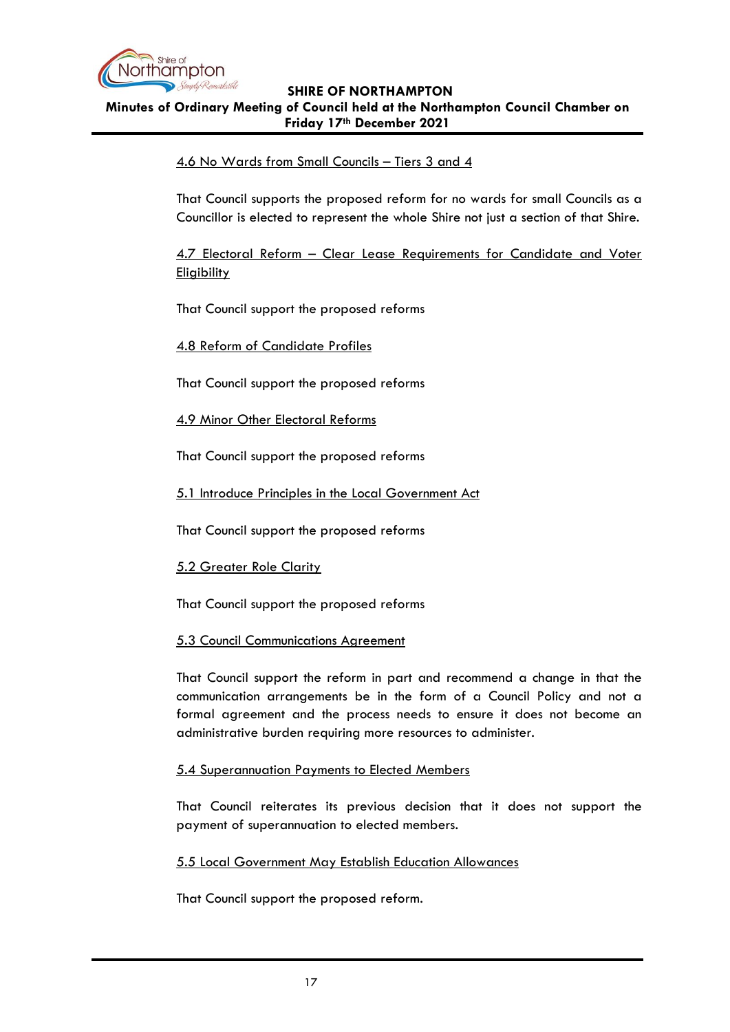4.6 No Wards from Small Councils – Tiers 3 and 4

That Council supports the proposed reform for no wards for small Councils as a Councillor is elected to represent the whole Shire not just a section of that Shire.

4.7 Electoral Reform – Clear Lease Requirements for Candidate and Voter Eligibility

That Council support the proposed reforms

4.8 Reform of Candidate Profiles

That Council support the proposed reforms

4.9 Minor Other Electoral Reforms

That Council support the proposed reforms

5.1 Introduce Principles in the Local Government Act

That Council support the proposed reforms

5.2 Greater Role Clarity

That Council support the proposed reforms

5.3 Council Communications Agreement

That Council support the reform in part and recommend a change in that the communication arrangements be in the form of a Council Policy and not a formal agreement and the process needs to ensure it does not become an administrative burden requiring more resources to administer.

5.4 Superannuation Payments to Elected Members

That Council reiterates its previous decision that it does not support the payment of superannuation to elected members.

5.5 Local Government May Establish Education Allowances

That Council support the proposed reform.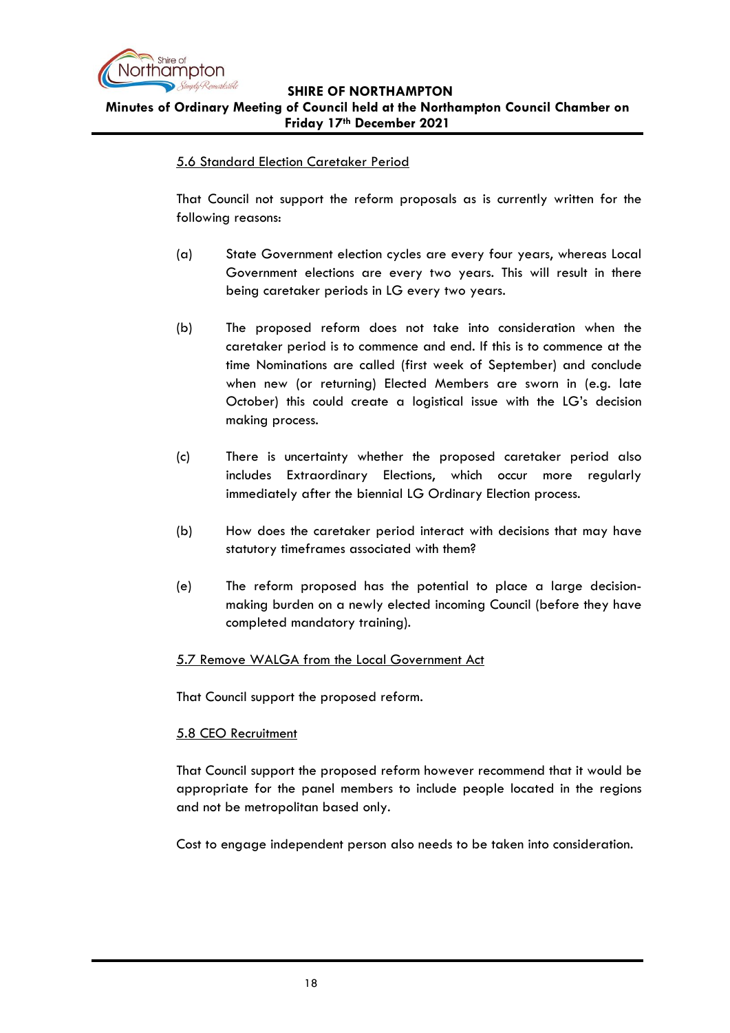5.6 Standard Election Caretaker Period

That Council not support the reform proposals as is currently written for the following reasons:

(a) State Government election cycles are every four years, whereas Local Government elections are every two years. This will result in there being caretaker periods in LG every two years.

(b) The proposed reform does not take into consideration when the caretaker period is to commence and end. If this is to commence at the time Nominations are called (first week of September) and conclude when new (or returning) Elected Members are sworn in (e.g. late October) this could create a logistical issue with the LG's decision making process.

(c) There is uncertainty whether the proposed caretaker period also includes Extraordinary Elections, which occur more regularly immediately after the biennial LG Ordinary Election process.

(b) How does the caretaker period interact with decisions that may have statutory timeframes associated with them?

(e) The reform proposed has the potential to place a large decision-making burden on a newly elected incoming Council (before they have completed mandatory training).

5.7 Remove WALGA from the Local Government Act

That Council support the proposed reform.

5.8 CEO Recruitment

That Council support the proposed reform however recommend that it would be appropriate for the panel members to include people located in the regions and not be metropolitan based only.

Cost to engage independent person also needs to be taken into consideration.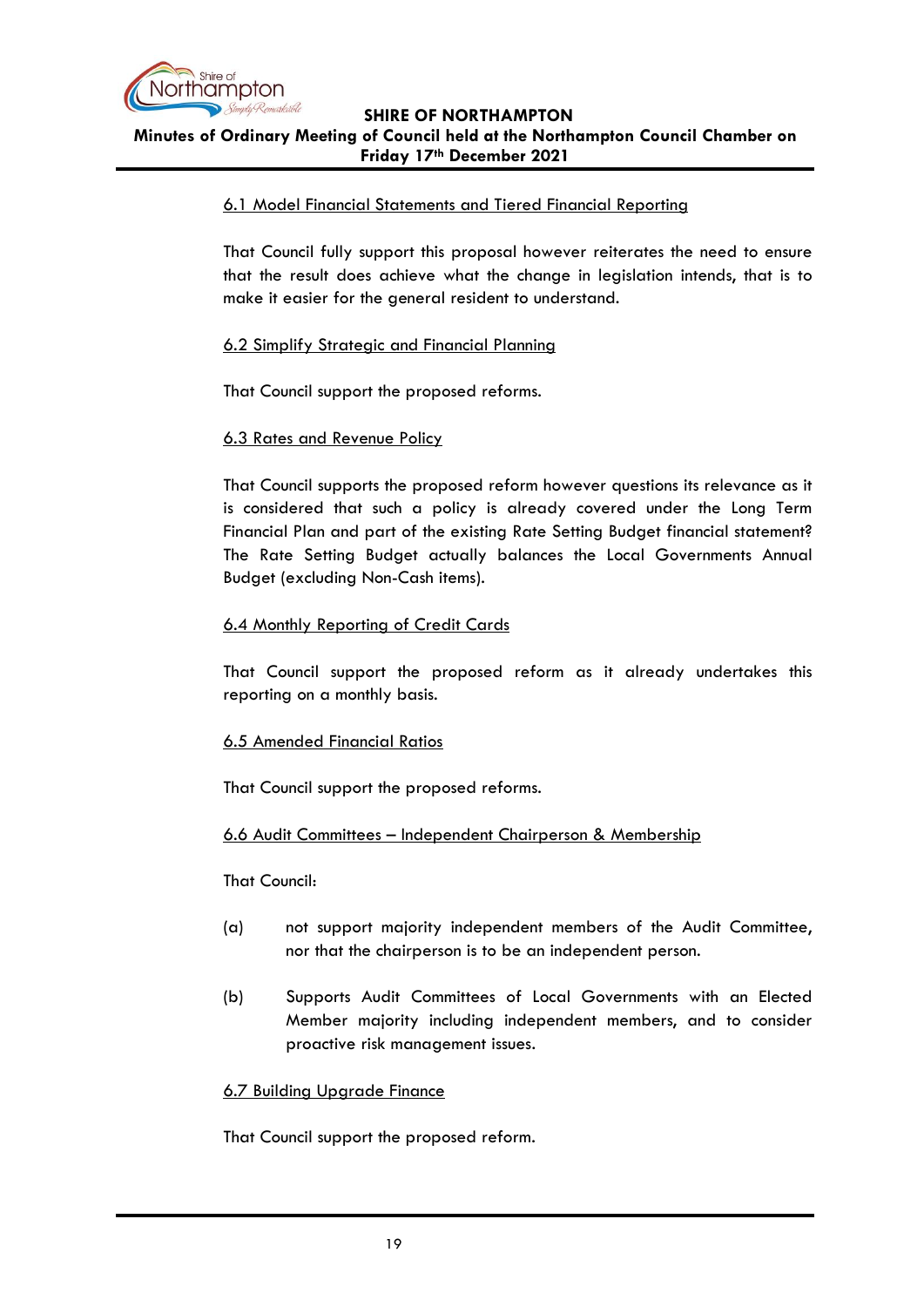6.1 Model Financial Statements and Tiered Financial Reporting

That Council fully support this proposal however reiterates the need to ensure that the result does achieve what the change in legislation intends, that is to make it easier for the general resident to understand.

6.2 Simplify Strategic and Financial Planning

That Council support the proposed reforms.

6.3 Rates and Revenue Policy

That Council supports the proposed reform however questions its relevance as it is considered that such a policy is already covered under the Long Term Financial Plan and part of the existing Rate Setting Budget financial statement? The Rate Setting Budget actually balances the Local Governments Annual Budget (excluding Non-Cash items).

6.4 Monthly Reporting of Credit Cards

That Council support the proposed reform as it already undertakes this reporting on a monthly basis.

6.5 Amended Financial Ratios

That Council support the proposed reforms.

6.6 Audit Committees – Independent Chairperson & Membership

That Council:

(a) not support majority independent members of the Audit Committee, nor that the chairperson is to be an independent person.

(b) Supports Audit Committees of Local Governments with an Elected Member majority including independent members, and to consider proactive risk management issues.

6.7 Building Upgrade Finance

That Council support the proposed reform.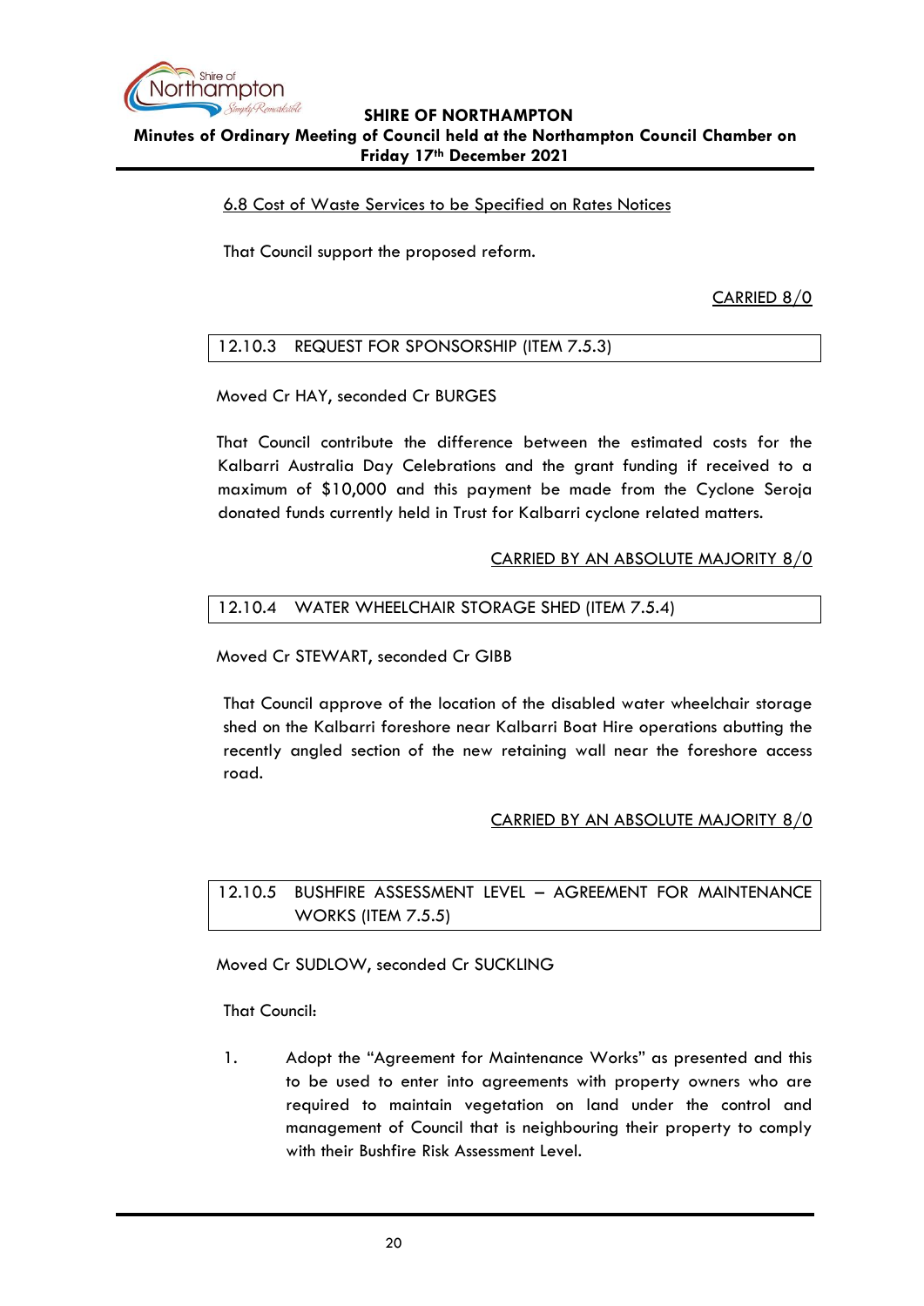6.8 Cost of Waste Services to be Specified on Rates Notices

That Council support the proposed reform.

CARRIED 8/0

### 12.10.3 REQUEST FOR SPONSORSHIP (ITEM 7.5.3)

Moved Cr HAY, seconded Cr BURGES

That Council contribute the difference between the estimated costs for the Kalbarri Australia Day Celebrations and the grant funding if received to a maximum of $10,000 and this payment be made from the Cyclone Seroja donated funds currently held in Trust for Kalbarri cyclone related matters.

CARRIED BY AN ABSOLUTE MAJORITY 8/0

### 12.10.4 WATER WHEELCHAIR STORAGE SHED (ITEM 7.5.4)

Moved Cr STEWART, seconded Cr GIBB

That Council approve of the location of the disabled water wheelchair storage shed on the Kalbarri foreshore near Kalbarri Boat Hire operations abutting the recently angled section of the new retaining wall near the foreshore access road.

CARRIED BY AN ABSOLUTE MAJORITY 8/0

### 12.10.5 BUSHFIRE ASSESSMENT LEVEL – AGREEMENT FOR MAINTENANCE WORKS (ITEM 7.5.5)

Moved Cr SUDLOW, seconded Cr SUCKLING

That Council:

1. Adopt the "Agreement for Maintenance Works" as presented and this to be used to enter into agreements with property owners who are required to maintain vegetation on land under the control and management of Council that is neighbouring their property to comply with their Bushfire Risk Assessment Level.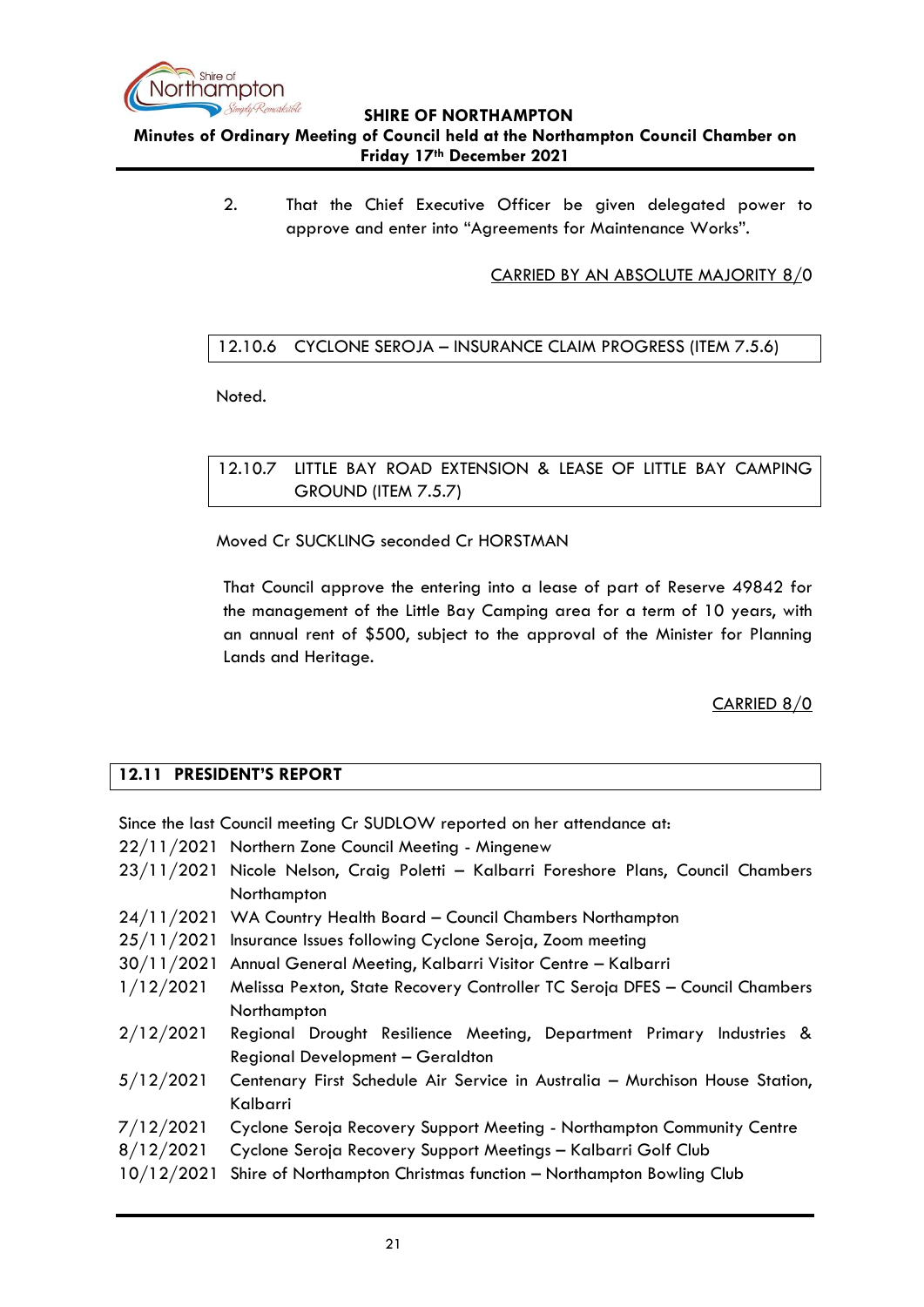2. That the Chief Executive Officer be given delegated power to approve and enter into "Agreements for Maintenance Works".

CARRIED BY AN ABSOLUTE MAJORITY 8/0

### 12.10.6 CYCLONE SEROJA – INSURANCE CLAIM PROGRESS (ITEM 7.5.6)

Noted.

### 12.10.7 LITTLE BAY ROAD EXTENSION & LEASE OF LITTLE BAY CAMPING GROUND (ITEM 7.5.7)

Moved Cr SUCKLING seconded Cr HORSTMAN

That Council approve the entering into a lease of part of Reserve 49842 for the management of the Little Bay Camping area for a term of 10 years, with an annual rent of $500, subject to the approval of the Minister for Planning Lands and Heritage.

CARRIED 8/0

## 12.11 PRESIDENT'S REPORT

Since the last Council meeting Cr SUDLOW reported on her attendance at:

| | |
|---|---|
| 22/11/2021 | Northern Zone Council Meeting - Mingenew |
| 23/11/2021 | Nicole Nelson, Craig Poletti – Kalbarri Foreshore Plans, Council Chambers Northampton |
| 24/11/2021 | WA Country Health Board – Council Chambers Northampton |
| 25/11/2021 | Insurance Issues following Cyclone Seroja, Zoom meeting |
| 30/11/2021 | Annual General Meeting, Kalbarri Visitor Centre – Kalbarri |
| 1/12/2021 | Melissa Pexton, State Recovery Controller TC Seroja DFES – Council Chambers Northampton |
| 2/12/2021 | Regional Drought Resilience Meeting, Department Primary Industries & Regional Development – Geraldton |
| 5/12/2021 | Centenary First Schedule Air Service in Australia – Murchison House Station, Kalbarri |
| 7/12/2021 | Cyclone Seroja Recovery Support Meeting - Northampton Community Centre |
| 8/12/2021 | Cyclone Seroja Recovery Support Meetings – Kalbarri Golf Club |
| 10/12/2021 | Shire of Northampton Christmas function – Northampton Bowling Club |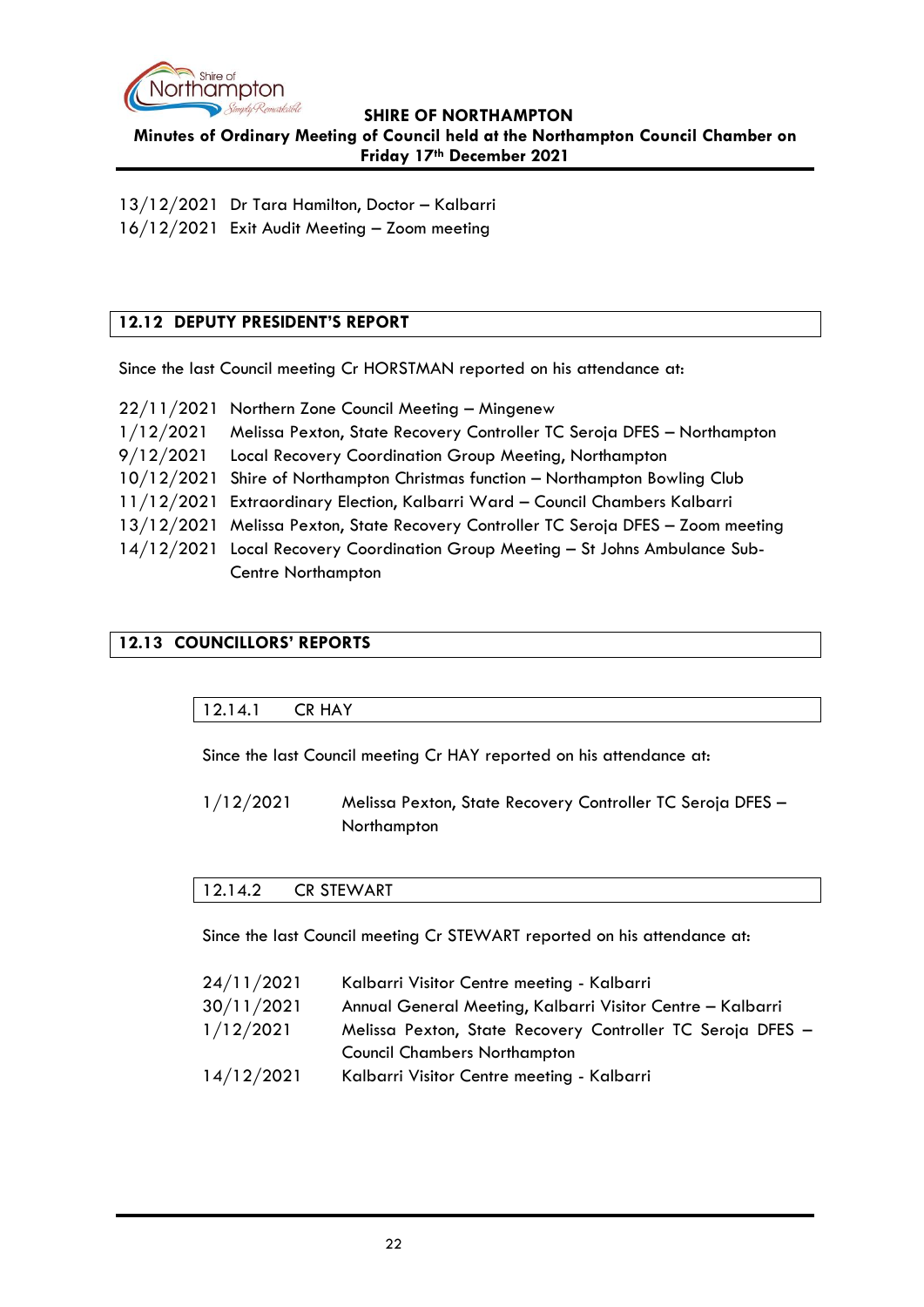13/12/2021 Dr Tara Hamilton, Doctor – Kalbarri
16/12/2021 Exit Audit Meeting – Zoom meeting

## 12.12 DEPUTY PRESIDENT'S REPORT

Since the last Council meeting Cr HORSTMAN reported on his attendance at:

22/11/2021 Northern Zone Council Meeting – Mingenew
1/12/2021 Melissa Pexton, State Recovery Controller TC Seroja DFES – Northampton
9/12/2021 Local Recovery Coordination Group Meeting, Northampton
10/12/2021 Shire of Northampton Christmas function – Northampton Bowling Club
11/12/2021 Extraordinary Election, Kalbarri Ward – Council Chambers Kalbarri
13/12/2021 Melissa Pexton, State Recovery Controller TC Seroja DFES – Zoom meeting
14/12/2021 Local Recovery Coordination Group Meeting – St Johns Ambulance Sub-Centre Northampton

## 12.13 COUNCILLORS' REPORTS

### 12.14.1 CR HAY

Since the last Council meeting Cr HAY reported on his attendance at:

1/12/2021 Melissa Pexton, State Recovery Controller TC Seroja DFES – Northampton

### 12.14.2 CR STEWART

Since the last Council meeting Cr STEWART reported on his attendance at:

24/11/2021 Kalbarri Visitor Centre meeting - Kalbarri
30/11/2021 Annual General Meeting, Kalbarri Visitor Centre – Kalbarri
1/12/2021 Melissa Pexton, State Recovery Controller TC Seroja DFES – Council Chambers Northampton
14/12/2021 Kalbarri Visitor Centre meeting - Kalbarri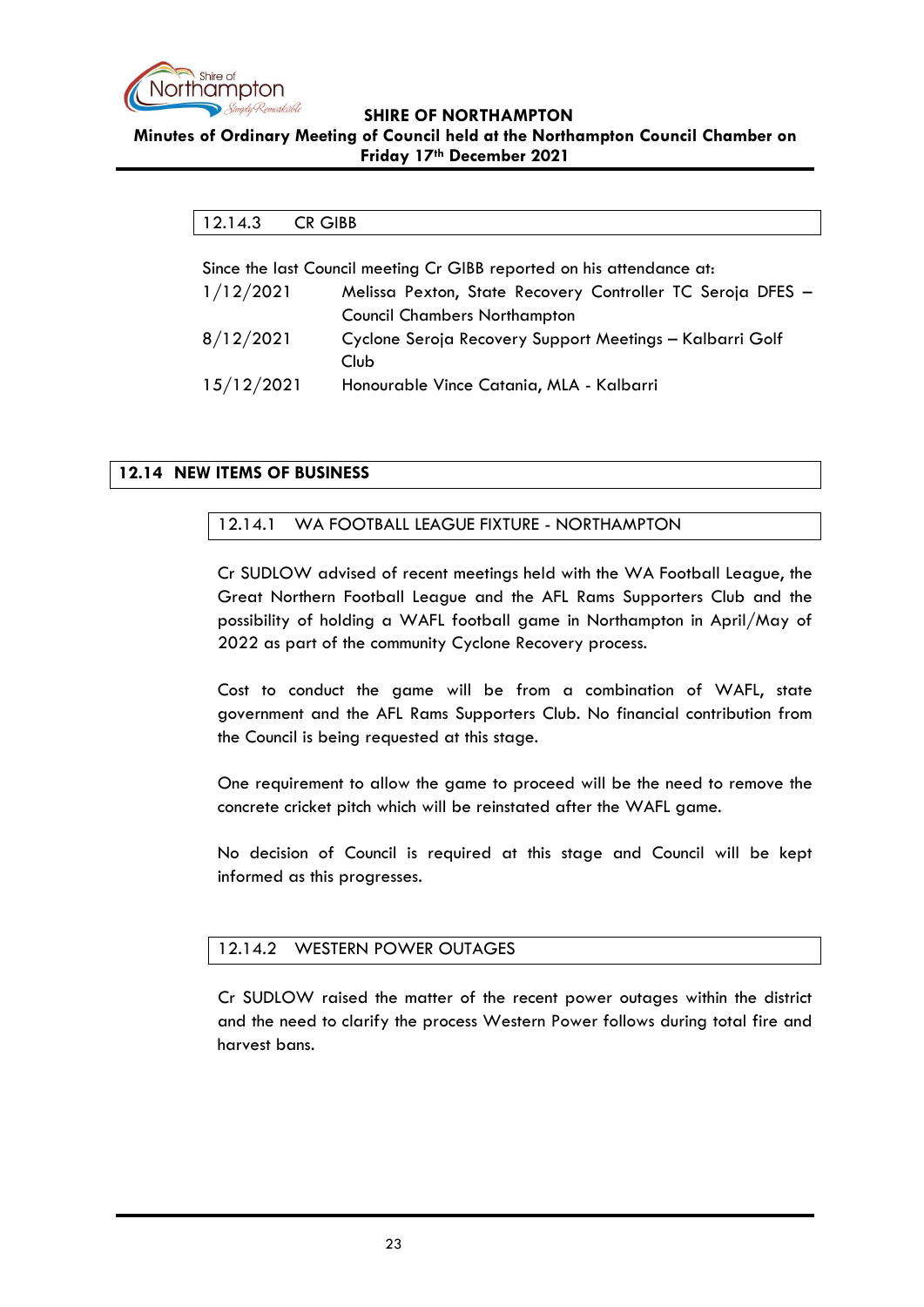### 12.14.3 CR GIBB

Since the last Council meeting Cr GIBB reported on his attendance at:

| | |
|---|---|
| 1/12/2021 | Melissa Pexton, State Recovery Controller TC Seroja DFES – Council Chambers Northampton |
| 8/12/2021 | Cyclone Seroja Recovery Support Meetings – Kalbarri Golf Club |
| 15/12/2021 | Honourable Vince Catania, MLA - Kalbarri |

## 12.14 NEW ITEMS OF BUSINESS

### 12.14.1 WA FOOTBALL LEAGUE FIXTURE - NORTHAMPTON

Cr SUDLOW advised of recent meetings held with the WA Football League, the Great Northern Football League and the AFL Rams Supporters Club and the possibility of holding a WAFL football game in Northampton in April/May of 2022 as part of the community Cyclone Recovery process.

Cost to conduct the game will be from a combination of WAFL, state government and the AFL Rams Supporters Club. No financial contribution from the Council is being requested at this stage.

One requirement to allow the game to proceed will be the need to remove the concrete cricket pitch which will be reinstated after the WAFL game.

No decision of Council is required at this stage and Council will be kept informed as this progresses.

### 12.14.2 WESTERN POWER OUTAGES

Cr SUDLOW raised the matter of the recent power outages within the district and the need to clarify the process Western Power follows during total fire and harvest bans.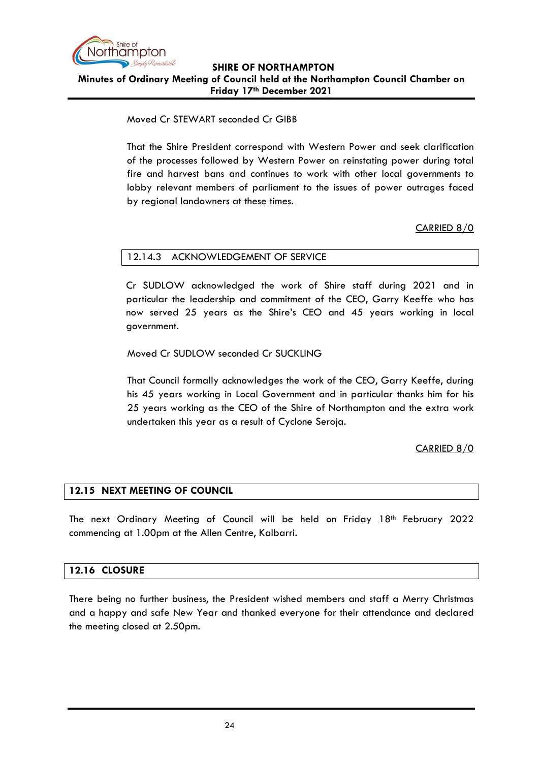Moved Cr STEWART seconded Cr GIBB

That the Shire President correspond with Western Power and seek clarification of the processes followed by Western Power on reinstating power during total fire and harvest bans and continues to work with other local governments to lobby relevant members of parliament to the issues of power outrages faced by regional landowners at these times.

<u>CARRIED 8/0</u>

### 12.14.3 ACKNOWLEDGEMENT OF SERVICE

Cr SUDLOW acknowledged the work of Shire staff during 2021 and in particular the leadership and commitment of the CEO, Garry Keeffe who has now served 25 years as the Shire's CEO and 45 years working in local government.

Moved Cr SUDLOW seconded Cr SUCKLING

That Council formally acknowledges the work of the CEO, Garry Keeffe, during his 45 years working in Local Government and in particular thanks him for his 25 years working as the CEO of the Shire of Northampton and the extra work undertaken this year as a result of Cyclone Seroja.

<u>CARRIED 8/0</u>

## 12.15 NEXT MEETING OF COUNCIL

The next Ordinary Meeting of Council will be held on Friday 18th February 2022 commencing at 1.00pm at the Allen Centre, Kalbarri.

## 12.16 CLOSURE

There being no further business, the President wished members and staff a Merry Christmas and a happy and safe New Year and thanked everyone for their attendance and declared the meeting closed at 2.50pm.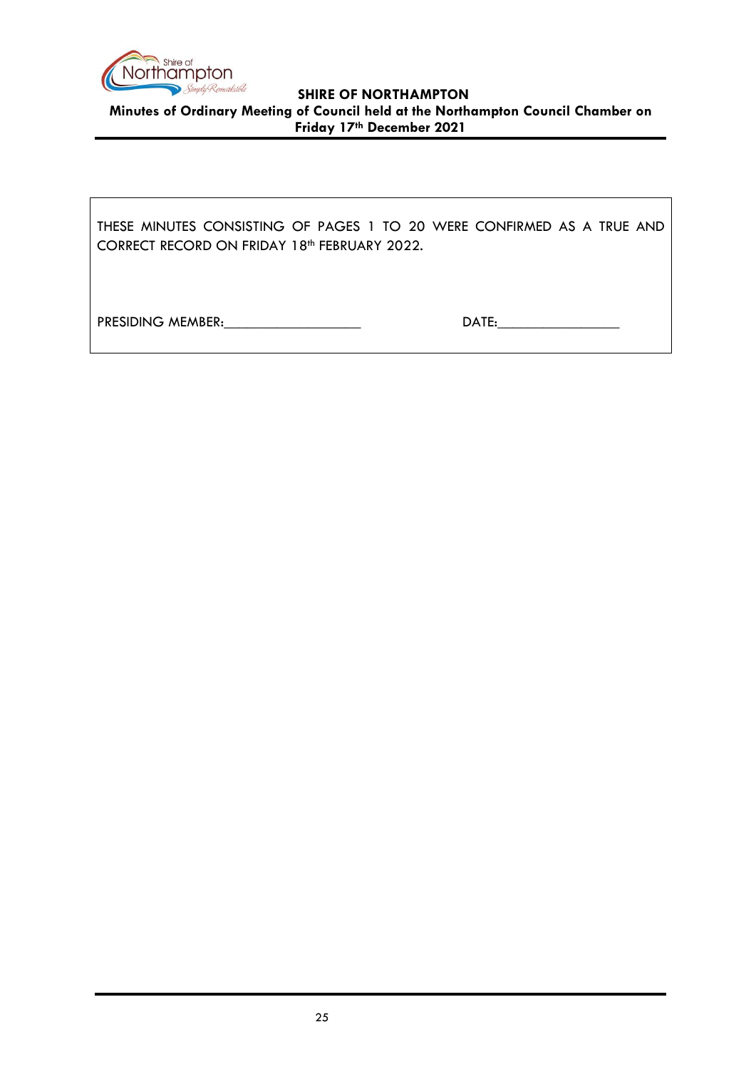THESE MINUTES CONSISTING OF PAGES 1 TO 20 WERE CONFIRMED AS A TRUE AND CORRECT RECORD ON FRIDAY 18th FEBRUARY 2022.

PRESIDING MEMBER:\_\_\_\_\_\_\_\_\_\_\_\_\_\_\_\_\_\_\_\_ DATE:\_\_\_\_\_\_\_\_\_\_\_\_\_\_\_\_\_\_